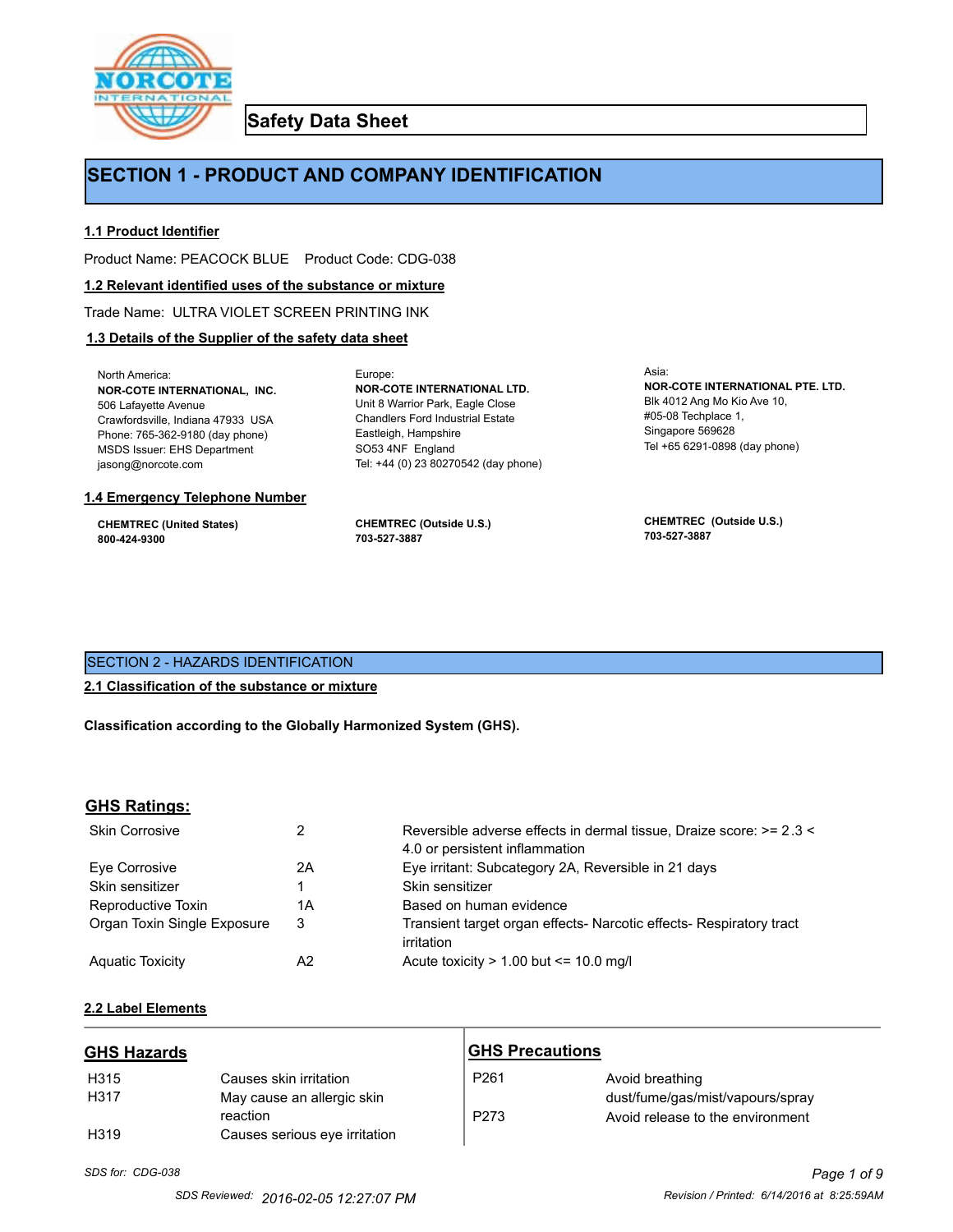# Safety Data Sheet

## SECTION 1 - PRODUCT AND COMPANY IDENTIFICATION

### 1.1 Product Identifier

Product Name: PEACOCK BLUE    Product Code: CDG-038

### 1.2 Relevant identified uses of the substance or mixture

Trade Name: ULTRA VIOLET SCREEN PRINTING INK

### 1.3 Details of the Supplier of the safety data sheet

North America:
**NOR-COTE INTERNATIONAL, INC.**
506 Lafayette Avenue
Crawfordsville, Indiana 47933 USA
Phone: 765-362-9180 (day phone)
MSDS Issuer: EHS Department
jasong@norcote.com

Europe:
**NOR-COTE INTERNATIONAL LTD.**
Unit 8 Warrior Park, Eagle Close
Chandlers Ford Industrial Estate
Eastleigh, Hampshire
SO53 4NF England
Tel: +44 (0) 23 80270542 (day phone)

Asia:
**NOR-COTE INTERNATIONAL PTE. LTD.**
Blk 4012 Ang Mo Kio Ave 10,
#05-08 Techplace 1,
Singapore 569628
Tel +65 6291-0898 (day phone)

### 1.4 Emergency Telephone Number

**CHEMTREC (United States)**
**800-424-9300**

**CHEMTREC (Outside U.S.)**
**703-527-3887**

**CHEMTREC (Outside U.S.)**
**703-527-3887**

## SECTION 2 - HAZARDS IDENTIFICATION

### 2.1 Classification of the substance or mixture

**Classification according to the Globally Harmonized System (GHS).**

### GHS Ratings:

| | | |
|---|---|---|
| Skin Corrosive | 2 | Reversible adverse effects in dermal tissue, Draize score: >= 2.3 < 4.0 or persistent inflammation |
| Eye Corrosive | 2A | Eye irritant: Subcategory 2A, Reversible in 21 days |
| Skin sensitizer | 1 | Skin sensitizer |
| Reproductive Toxin | 1A | Based on human evidence |
| Organ Toxin Single Exposure | 3 | Transient target organ effects- Narcotic effects- Respiratory tract irritation |
| Aquatic Toxicity | A2 | Acute toxicity > 1.00 but <= 10.0 mg/l |

### 2.2 Label Elements

#### GHS Hazards

| | |
|---|---|
| H315 | Causes skin irritation |
| H317 | May cause an allergic skin reaction |
| H319 | Causes serious eye irritation |

#### GHS Precautions

| | |
|---|---|
| P261 | Avoid breathing dust/fume/gas/mist/vapours/spray |
| P273 | Avoid release to the environment |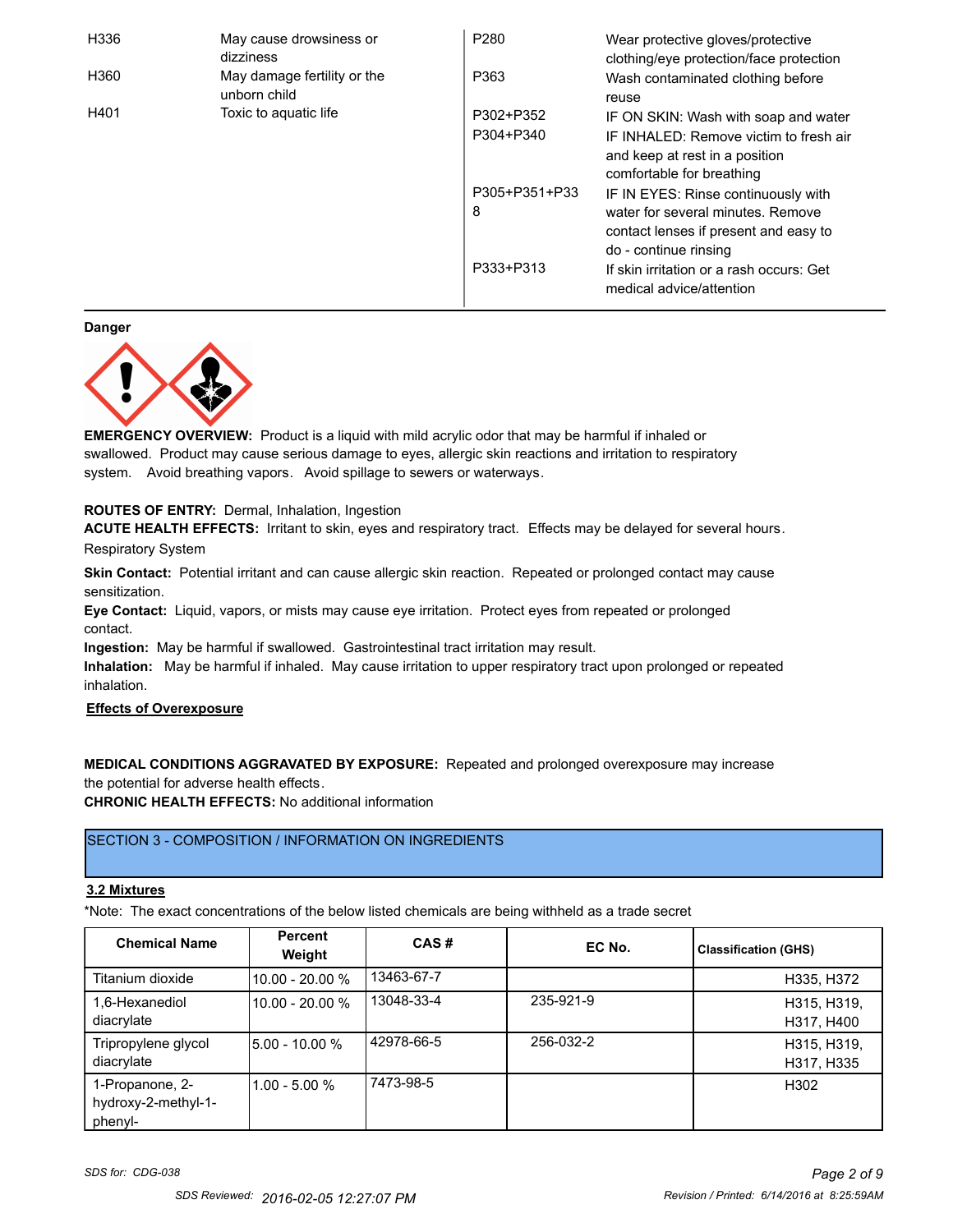| | | | |
|---|---|---|---|
| H336 | May cause drowsiness or dizziness | P280 | Wear protective gloves/protective clothing/eye protection/face protection |
| H360 | May damage fertility or the unborn child | P363 | Wash contaminated clothing before reuse |
| H401 | Toxic to aquatic life | P302+P352 | IF ON SKIN: Wash with soap and water |
| | | P304+P340 | IF INHALED: Remove victim to fresh air and keep at rest in a position comfortable for breathing |
| | | P305+P351+P338 | IF IN EYES: Rinse continuously with water for several minutes. Remove contact lenses if present and easy to do - continue rinsing |
| | | P333+P313 | If skin irritation or a rash occurs: Get medical advice/attention |

**Danger**

**EMERGENCY OVERVIEW:** Product is a liquid with mild acrylic odor that may be harmful if inhaled or swallowed. Product may cause serious damage to eyes, allergic skin reactions and irritation to respiratory system. Avoid breathing vapors. Avoid spillage to sewers or waterways.

**ROUTES OF ENTRY:** Dermal, Inhalation, Ingestion

**ACUTE HEALTH EFFECTS:** Irritant to skin, eyes and respiratory tract. Effects may be delayed for several hours.

Respiratory System

**Skin Contact:** Potential irritant and can cause allergic skin reaction. Repeated or prolonged contact may cause sensitization.

**Eye Contact:** Liquid, vapors, or mists may cause eye irritation. Protect eyes from repeated or prolonged contact.

**Ingestion:** May be harmful if swallowed. Gastrointestinal tract irritation may result.

**Inhalation:** May be harmful if inhaled. May cause irritation to upper respiratory tract upon prolonged or repeated inhalation.

**Effects of Overexposure**

**MEDICAL CONDITIONS AGGRAVATED BY EXPOSURE:** Repeated and prolonged overexposure may increase the potential for adverse health effects.

**CHRONIC HEALTH EFFECTS:** No additional information

## SECTION 3 - COMPOSITION / INFORMATION ON INGREDIENTS

### 3.2 Mixtures

*Note: The exact concentrations of the below listed chemicals are being withheld as a trade secret

| Chemical Name | Percent Weight | CAS # | EC No. | Classification (GHS) |
|---|---|---|---|---|
| Titanium dioxide | 10.00 - 20.00 % | 13463-67-7 | | H335, H372 |
| 1,6-Hexanediol diacrylate | 10.00 - 20.00 % | 13048-33-4 | 235-921-9 | H315, H319, H317, H400 |
| Tripropylene glycol diacrylate | 5.00 - 10.00 % | 42978-66-5 | 256-032-2 | H315, H319, H317, H335 |
| 1-Propanone, 2-hydroxy-2-methyl-1-phenyl- | 1.00 - 5.00 % | 7473-98-5 | | H302 |

*SDS for: CDG-038*

*SDS Reviewed: 2016-02-05 12:27:07 PM*

*Revision / Printed: 6/14/2016 at 8:25:59AM*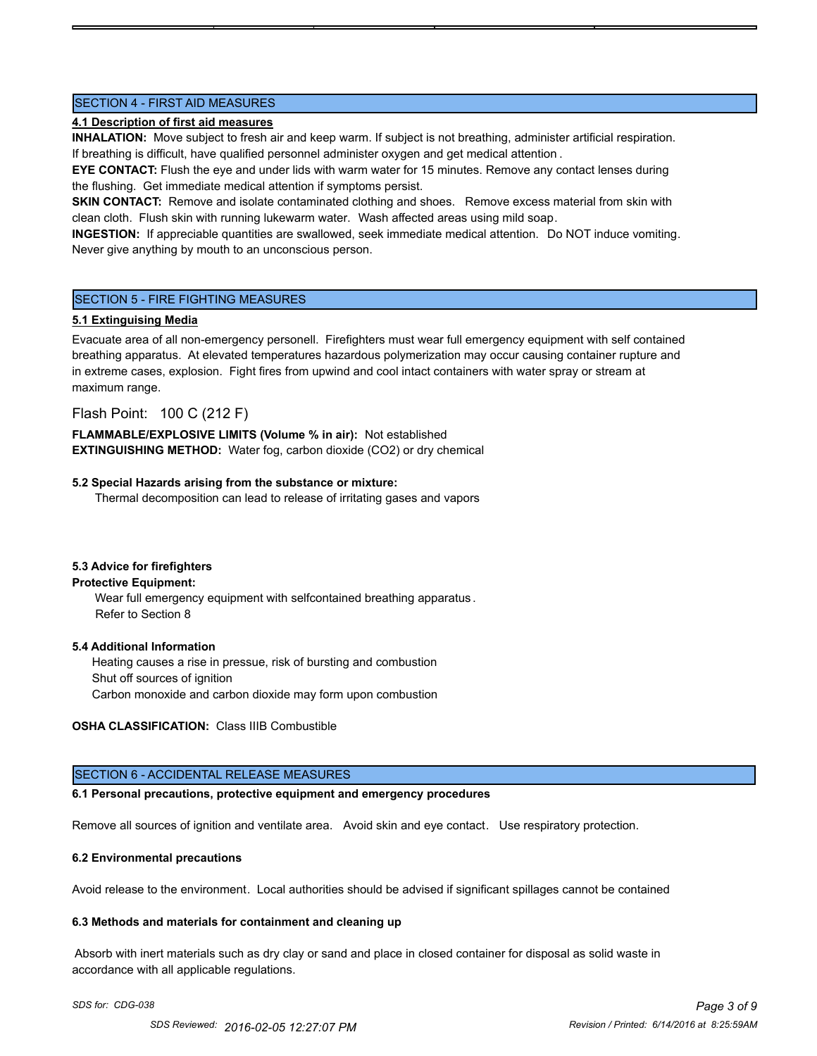## SECTION 4 - FIRST AID MEASURES

**4.1 Description of first aid measures**

**INHALATION:** Move subject to fresh air and keep warm. If subject is not breathing, administer artificial respiration. If breathing is difficult, have qualified personnel administer oxygen and get medical attention.

**EYE CONTACT:** Flush the eye and under lids with warm water for 15 minutes. Remove any contact lenses during the flushing. Get immediate medical attention if symptoms persist.

**SKIN CONTACT:** Remove and isolate contaminated clothing and shoes. Remove excess material from skin with clean cloth. Flush skin with running lukewarm water. Wash affected areas using mild soap.

**INGESTION:** If appreciable quantities are swallowed, seek immediate medical attention. Do NOT induce vomiting. Never give anything by mouth to an unconscious person.

## SECTION 5 - FIRE FIGHTING MEASURES

**5.1 Extinguising Media**

Evacuate area of all non-emergency personell. Firefighters must wear full emergency equipment with self contained breathing apparatus. At elevated temperatures hazardous polymerization may occur causing container rupture and in extreme cases, explosion. Fight fires from upwind and cool intact containers with water spray or stream at maximum range.

Flash Point: 100 C (212 F)

**FLAMMABLE/EXPLOSIVE LIMITS (Volume % in air):** Not established

**EXTINGUISHING METHOD:** Water fog, carbon dioxide ($CO_2$) or dry chemical

**5.2 Special Hazards arising from the substance or mixture:**

Thermal decomposition can lead to release of irritating gases and vapors

**5.3 Advice for firefighters**

**Protective Equipment:**

Wear full emergency equipment with selfcontained breathing apparatus.
Refer to Section 8

**5.4 Additional Information**

Heating causes a rise in pressue, risk of bursting and combustion
Shut off sources of ignition
Carbon monoxide and carbon dioxide may form upon combustion

**OSHA CLASSIFICATION:** Class IIIB Combustible

## SECTION 6 - ACCIDENTAL RELEASE MEASURES

**6.1 Personal precautions, protective equipment and emergency procedures**

Remove all sources of ignition and ventilate area. Avoid skin and eye contact. Use respiratory protection.

**6.2 Environmental precautions**

Avoid release to the environment. Local authorities should be advised if significant spillages cannot be contained

**6.3 Methods and materials for containment and cleaning up**

Absorb with inert materials such as dry clay or sand and place in closed container for disposal as solid waste in accordance with all applicable regulations.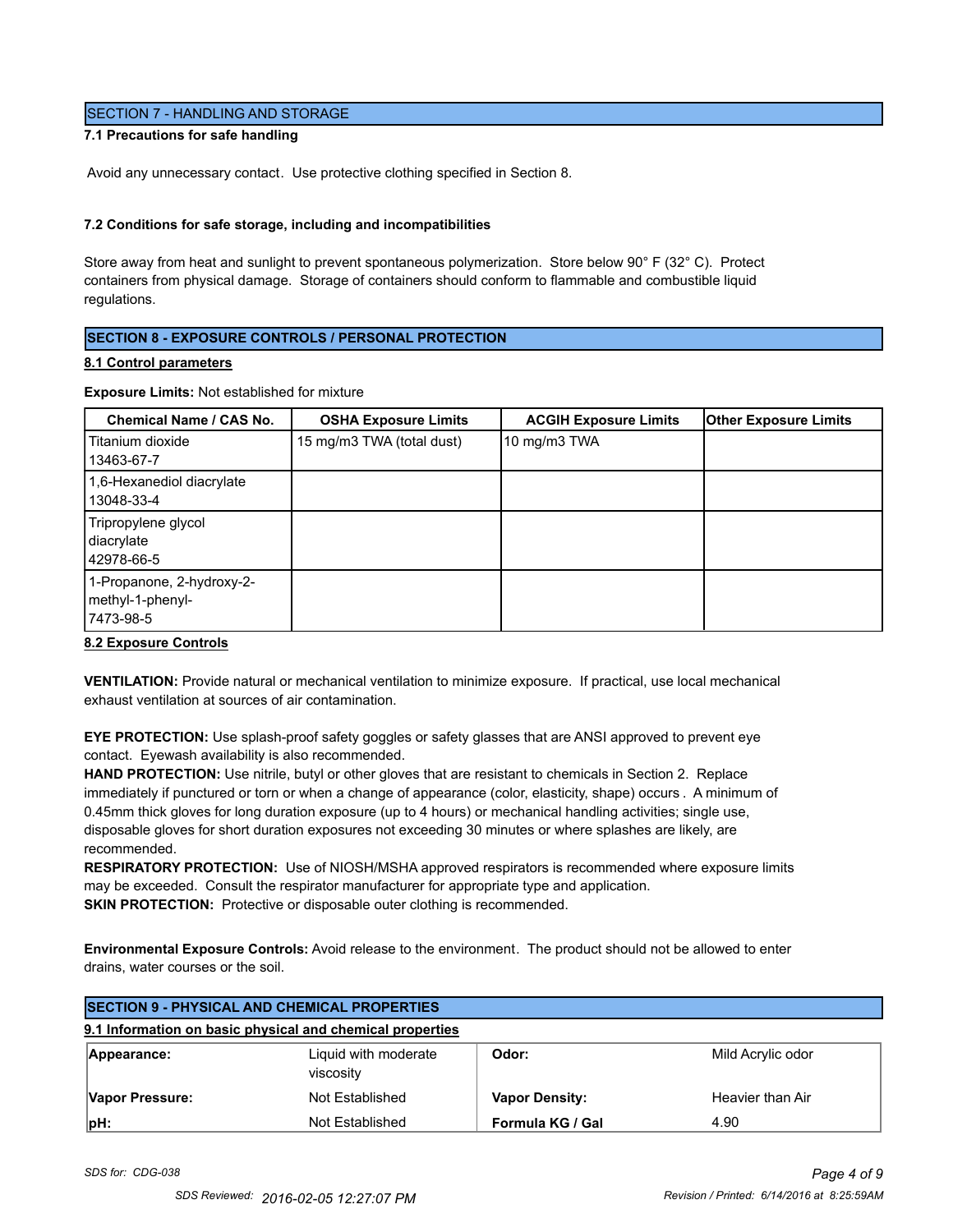## SECTION 7 - HANDLING AND STORAGE

### 7.1 Precautions for safe handling

Avoid any unnecessary contact. Use protective clothing specified in Section 8.

### 7.2 Conditions for safe storage, including and incompatibilities

Store away from heat and sunlight to prevent spontaneous polymerization. Store below 90° F (32° C). Protect containers from physical damage. Storage of containers should conform to flammable and combustible liquid regulations.

## SECTION 8 - EXPOSURE CONTROLS / PERSONAL PROTECTION

### 8.1 Control parameters

**Exposure Limits:** Not established for mixture

| Chemical Name / CAS No. | OSHA Exposure Limits | ACGIH Exposure Limits | Other Exposure Limits |
|---|---|---|---|
| Titanium dioxide<br>13463-67-7 | 15 mg/m3 TWA (total dust) | 10 mg/m3 TWA | |
| 1,6-Hexanediol diacrylate<br>13048-33-4 | | | |
| Tripropylene glycol diacrylate<br>42978-66-5 | | | |
| 1-Propanone, 2-hydroxy-2-methyl-1-phenyl-<br>7473-98-5 | | | |

### 8.2 Exposure Controls

**VENTILATION:** Provide natural or mechanical ventilation to minimize exposure. If practical, use local mechanical exhaust ventilation at sources of air contamination.

**EYE PROTECTION:** Use splash-proof safety goggles or safety glasses that are ANSI approved to prevent eye contact. Eyewash availability is also recommended.

**HAND PROTECTION:** Use nitrile, butyl or other gloves that are resistant to chemicals in Section 2. Replace immediately if punctured or torn or when a change of appearance (color, elasticity, shape) occurs . A minimum of 0.45mm thick gloves for long duration exposure (up to 4 hours) or mechanical handling activities; single use, disposable gloves for short duration exposures not exceeding 30 minutes or where splashes are likely, are recommended.

**RESPIRATORY PROTECTION:** Use of NIOSH/MSHA approved respirators is recommended where exposure limits may be exceeded. Consult the respirator manufacturer for appropriate type and application.

**SKIN PROTECTION:** Protective or disposable outer clothing is recommended.

**Environmental Exposure Controls:** Avoid release to the environment. The product should not be allowed to enter drains, water courses or the soil.

## SECTION 9 - PHYSICAL AND CHEMICAL PROPERTIES

### 9.1 Information on basic physical and chemical properties

| | | | |
|---|---|---|---|
| **Appearance:** | Liquid with moderate viscosity | **Odor:** | Mild Acrylic odor |
| **Vapor Pressure:** | Not Established | **Vapor Density:** | Heavier than Air |
| **pH:** | Not Established | **Formula KG / Gal** | 4.90 |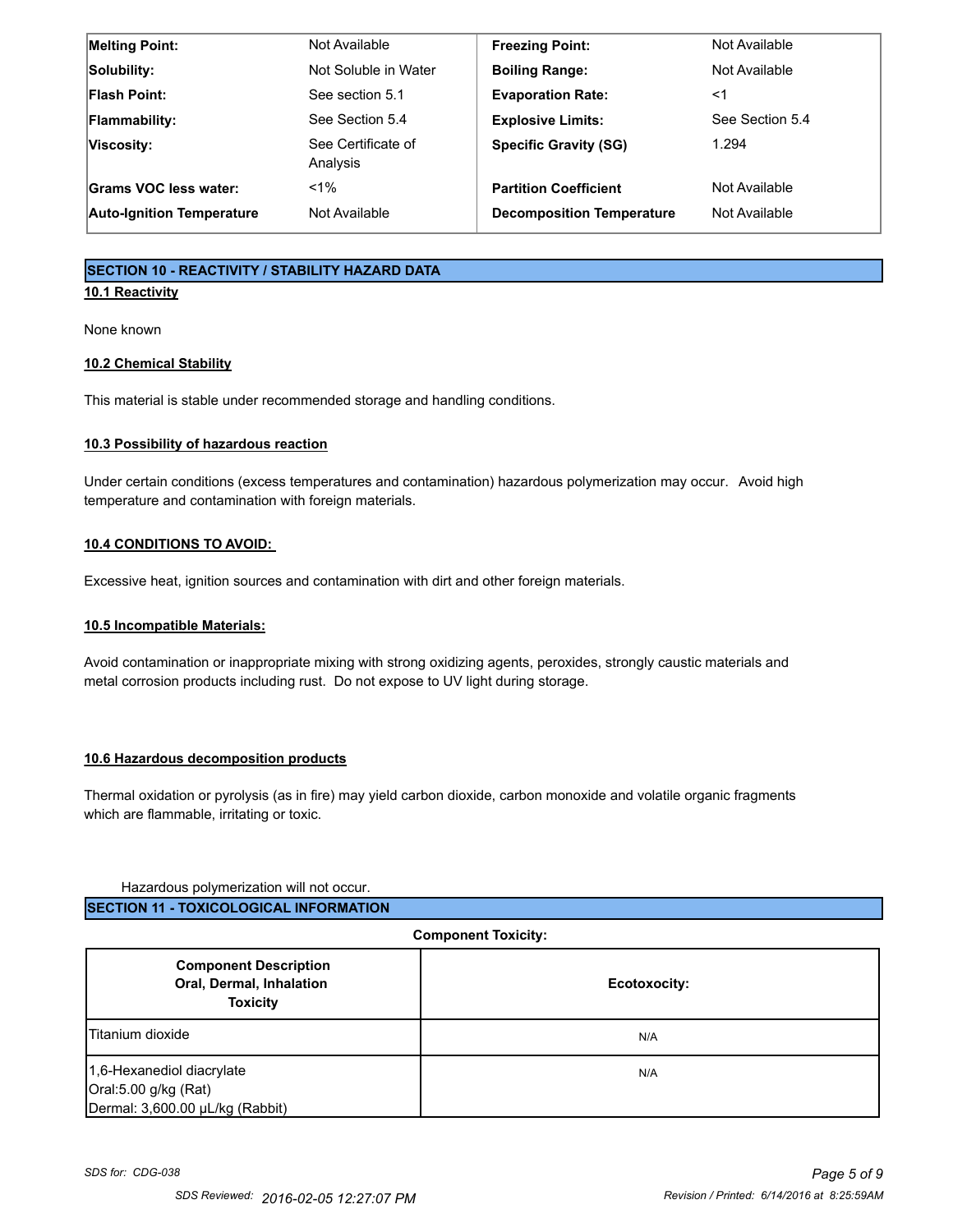| Melting Point: | Not Available | Freezing Point: | Not Available |
|---|---|---|---|
| Solubility: | Not Soluble in Water | Boiling Range: | Not Available |
| Flash Point: | See section 5.1 | Evaporation Rate: | <1 |
| Flammability: | See Section 5.4 | Explosive Limits: | See Section 5.4 |
| Viscosity: | See Certificate of Analysis | Specific Gravity (SG) | 1.294 |
| Grams VOC less water: | <1% | Partition Coefficient | Not Available |
| Auto-Ignition Temperature | Not Available | Decomposition Temperature | Not Available |

## SECTION 10 - REACTIVITY / STABILITY HAZARD DATA

### 10.1 Reactivity

None known

### 10.2 Chemical Stability

This material is stable under recommended storage and handling conditions.

### 10.3 Possibility of hazardous reaction

Under certain conditions (excess temperatures and contamination) hazardous polymerization may occur. Avoid high temperature and contamination with foreign materials.

### 10.4 CONDITIONS TO AVOID:

Excessive heat, ignition sources and contamination with dirt and other foreign materials.

### 10.5 Incompatible Materials:

Avoid contamination or inappropriate mixing with strong oxidizing agents, peroxides, strongly caustic materials and metal corrosion products including rust. Do not expose to UV light during storage.

### 10.6 Hazardous decomposition products

Thermal oxidation or pyrolysis (as in fire) may yield carbon dioxide, carbon monoxide and volatile organic fragments which are flammable, irritating or toxic.

Hazardous polymerization will not occur.

## SECTION 11 - TOXICOLOGICAL INFORMATION

**Component Toxicity:**

| Component Description Oral, Dermal, Inhalation Toxicity | Ecotoxocity: |
|---|---|
| Titanium dioxide | N/A |
| 1,6-Hexanediol diacrylate<br>Oral:5.00 g/kg (Rat)<br>Dermal: 3,600.00 µL/kg (Rabbit) | N/A |

*SDS for: CDG-038*

SDS Reviewed: *2016-02-05 12:27:07 PM* Revision / Printed: 6/14/2016 at 8:25:59AM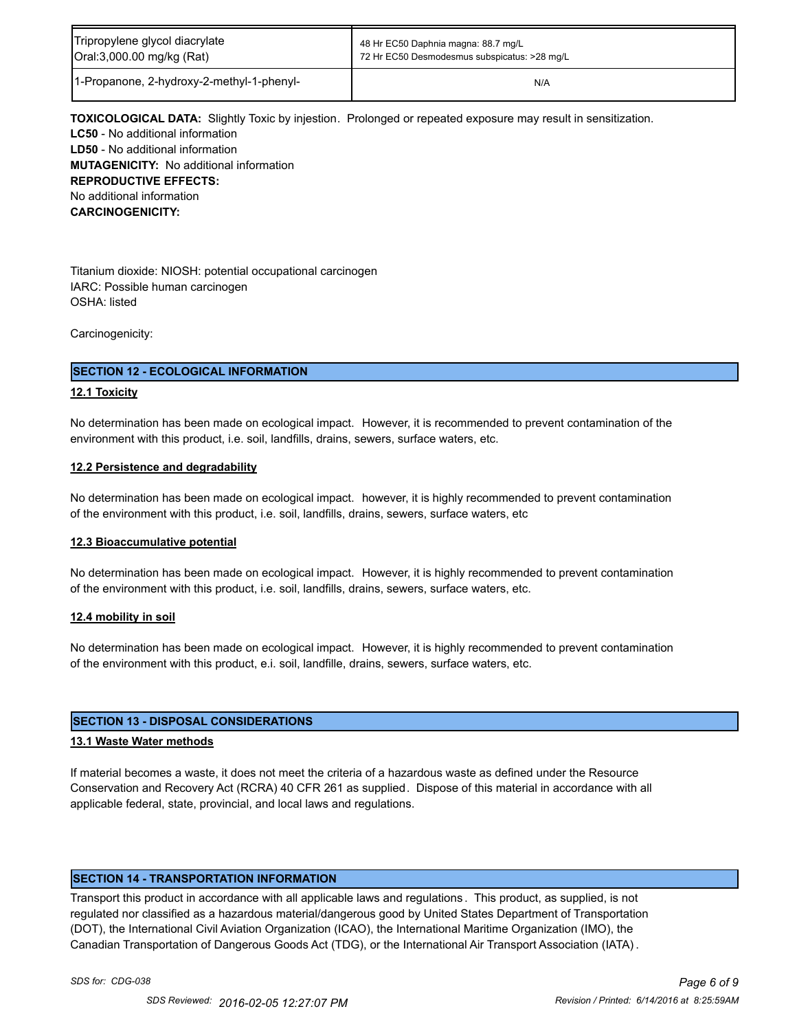| Tripropylene glycol diacrylate<br>Oral:3,000.00 mg/kg (Rat) | 48 Hr EC50 Daphnia magna: 88.7 mg/L<br>72 Hr EC50 Desmodesmus subspicatus: >28 mg/L |
|---|---|
| 1-Propanone, 2-hydroxy-2-methyl-1-phenyl- | N/A |

**TOXICOLOGICAL DATA:** Slightly Toxic by injestion. Prolonged or repeated exposure may result in sensitization.
**LC50** - No additional information
**LD50** - No additional information
**MUTAGENICITY:** No additional information
**REPRODUCTIVE EFFECTS:**
No additional information
**CARCINOGENICITY:**

Titanium dioxide: NIOSH: potential occupational carcinogen
IARC: Possible human carcinogen
OSHA: listed

Carcinogenicity:

## SECTION 12 - ECOLOGICAL INFORMATION

### 12.1 Toxicity

No determination has been made on ecological impact. However, it is recommended to prevent contamination of the environment with this product, i.e. soil, landfills, drains, sewers, surface waters, etc.

### 12.2 Persistence and degradability

No determination has been made on ecological impact. however, it is highly recommended to prevent contamination of the environment with this product, i.e. soil, landfills, drains, sewers, surface waters, etc

### 12.3 Bioaccumulative potential

No determination has been made on ecological impact. However, it is highly recommended to prevent contamination of the environment with this product, i.e. soil, landfills, drains, sewers, surface waters, etc.

### 12.4 mobility in soil

No determination has been made on ecological impact. However, it is highly recommended to prevent contamination of the environment with this product, e.i. soil, landfille, drains, sewers, surface waters, etc.

## SECTION 13 - DISPOSAL CONSIDERATIONS

### 13.1 Waste Water methods

If material becomes a waste, it does not meet the criteria of a hazardous waste as defined under the Resource Conservation and Recovery Act (RCRA) 40 CFR 261 as supplied. Dispose of this material in accordance with all applicable federal, state, provincial, and local laws and regulations.

## SECTION 14 - TRANSPORTATION INFORMATION

Transport this product in accordance with all applicable laws and regulations. This product, as supplied, is not regulated nor classified as a hazardous material/dangerous good by United States Department of Transportation (DOT), the International Civil Aviation Organization (ICAO), the International Maritime Organization (IMO), the Canadian Transportation of Dangerous Goods Act (TDG), or the International Air Transport Association (IATA).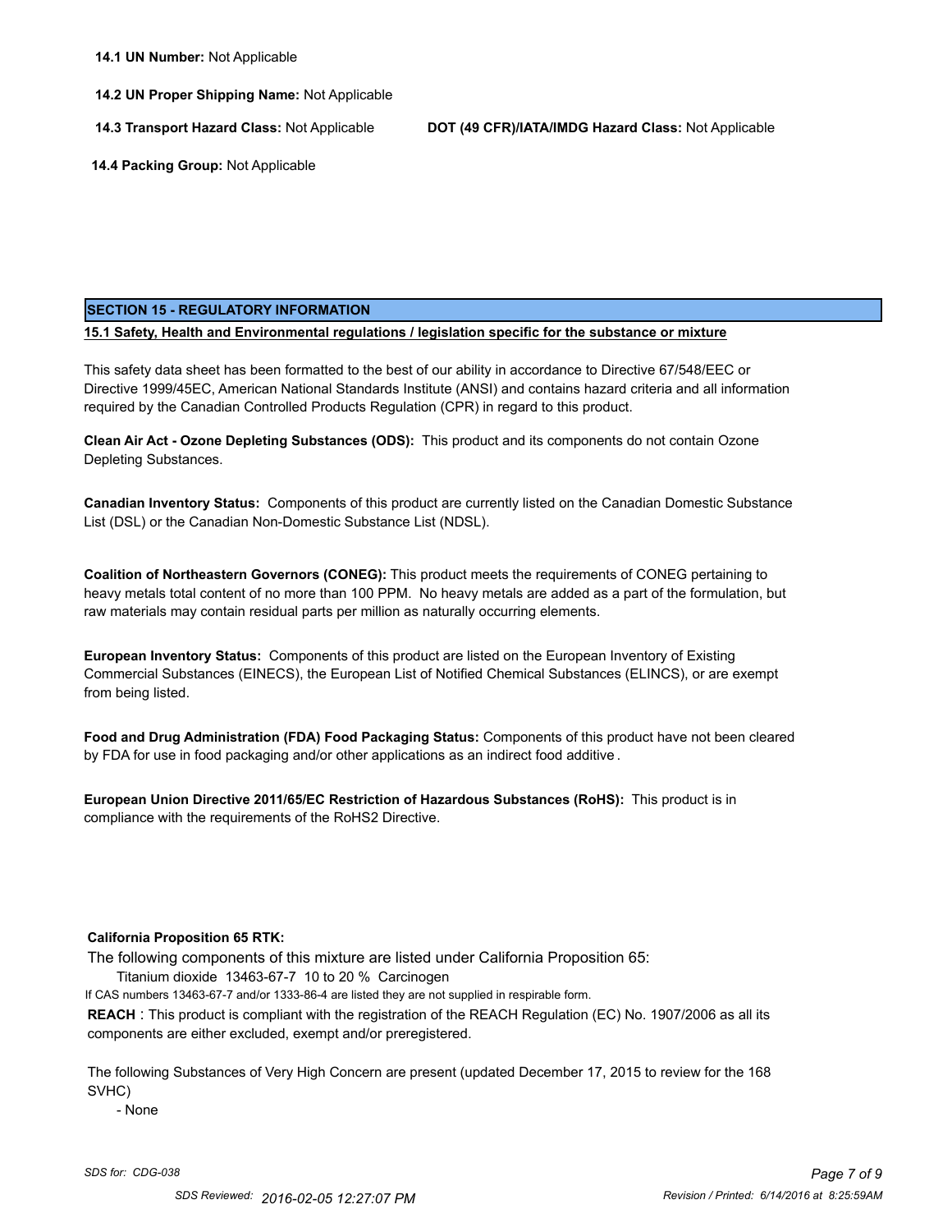**14.1 UN Number:** Not Applicable

**14.2 UN Proper Shipping Name:** Not Applicable

**14.3 Transport Hazard Class:** Not Applicable

**DOT (49 CFR)/IATA/IMDG Hazard Class:** Not Applicable

**14.4 Packing Group:** Not Applicable

## SECTION 15 - REGULATORY INFORMATION

**15.1 Safety, Health and Environmental regulations / legislation specific for the substance or mixture**

This safety data sheet has been formatted to the best of our ability in accordance to Directive 67/548/EEC or Directive 1999/45EC, American National Standards Institute (ANSI) and contains hazard criteria and all information required by the Canadian Controlled Products Regulation (CPR) in regard to this product.

**Clean Air Act - Ozone Depleting Substances (ODS):** This product and its components do not contain Ozone Depleting Substances.

**Canadian Inventory Status:** Components of this product are currently listed on the Canadian Domestic Substance List (DSL) or the Canadian Non-Domestic Substance List (NDSL).

**Coalition of Northeastern Governors (CONEG):** This product meets the requirements of CONEG pertaining to heavy metals total content of no more than 100 PPM. No heavy metals are added as a part of the formulation, but raw materials may contain residual parts per million as naturally occurring elements.

**European Inventory Status:** Components of this product are listed on the European Inventory of Existing Commercial Substances (EINECS), the European List of Notified Chemical Substances (ELINCS), or are exempt from being listed.

**Food and Drug Administration (FDA) Food Packaging Status:** Components of this product have not been cleared by FDA for use in food packaging and/or other applications as an indirect food additive.

**European Union Directive 2011/65/EC Restriction of Hazardous Substances (RoHS):** This product is in compliance with the requirements of the RoHS2 Directive.

**California Proposition 65 RTK:**

The following components of this mixture are listed under California Proposition 65:

Titanium dioxide 13463-67-7 10 to 20 % Carcinogen

If CAS numbers 13463-67-7 and/or 1333-86-4 are listed they are not supplied in respirable form.

**REACH** : This product is compliant with the registration of the REACH Regulation (EC) No. 1907/2006 as all its components are either excluded, exempt and/or preregistered.

The following Substances of Very High Concern are present (updated December 17, 2015 to review for the 168 SVHC)

- None

*SDS for: CDG-038*

SDS Reviewed: 2016-02-05 12:27:07 PM

Revision / Printed: 6/14/2016 at 8:25:59AM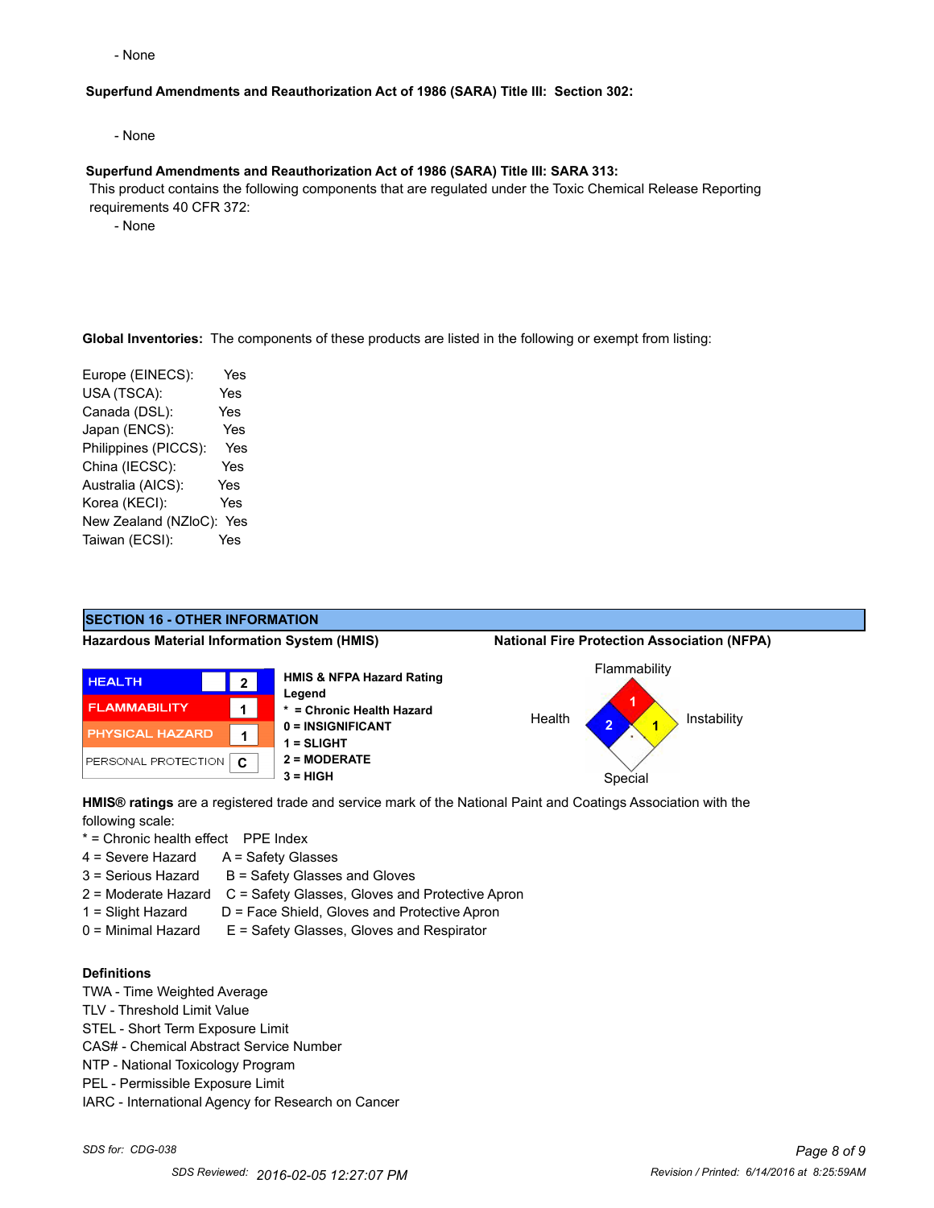- None

**Superfund Amendments and Reauthorization Act of 1986 (SARA) Title III: Section 302:**

- None

**Superfund Amendments and Reauthorization Act of 1986 (SARA) Title III: SARA 313:**

This product contains the following components that are regulated under the Toxic Chemical Release Reporting requirements 40 CFR 372:

- None

**Global Inventories:** The components of these products are listed in the following or exempt from listing:

| | |
|---|---|
| Europe (EINECS): | Yes |
| USA (TSCA): | Yes |
| Canada (DSL): | Yes |
| Japan (ENCS): | Yes |
| Philippines (PICCS): | Yes |
| China (IECSC): | Yes |
| Australia (AICS): | Yes |
| Korea (KECI): | Yes |
| New Zealand (NZloC): | Yes |
| Taiwan (ECSI): | Yes |

## SECTION 16 - OTHER INFORMATION

**Hazardous Material Information System (HMIS)**

| | | |
|---|---|---|
| HEALTH | | 2 |
| FLAMMABILITY | | 1 |
| PHYSICAL HAZARD | | 1 |
| PERSONAL PROTECTION | | C |

**HMIS & NFPA Hazard Rating Legend**
- **\* = Chronic Health Hazard**
- **0 = INSIGNIFICANT**
- **1 = SLIGHT**
- **2 = MODERATE**
- **3 = HIGH**

**National Fire Protection Association (NFPA)**

| Flammability | Health | Instability | Special |
|---|---|---|---|
| 1 | 2 | 1 | |

**HMIS® ratings** are a registered trade and service mark of the National Paint and Coatings Association with the following scale:

| * = Chronic health effect | PPE Index |
|---|---|
| 4 = Severe Hazard | A = Safety Glasses |
| 3 = Serious Hazard | B = Safety Glasses and Gloves |
| 2 = Moderate Hazard | C = Safety Glasses, Gloves and Protective Apron |
| 1 = Slight Hazard | D = Face Shield, Gloves and Protective Apron |
| 0 = Minimal Hazard | E = Safety Glasses, Gloves and Respirator |

**Definitions**

TWA - Time Weighted Average
TLV - Threshold Limit Value
STEL - Short Term Exposure Limit
CAS# - Chemical Abstract Service Number
NTP - National Toxicology Program
PEL - Permissible Exposure Limit
IARC - International Agency for Research on Cancer

*SDS for: CDG-038*

SDS Reviewed: 2016-02-05 12:27:07 PM

Revision / Printed: 6/14/2016 at 8:25:59AM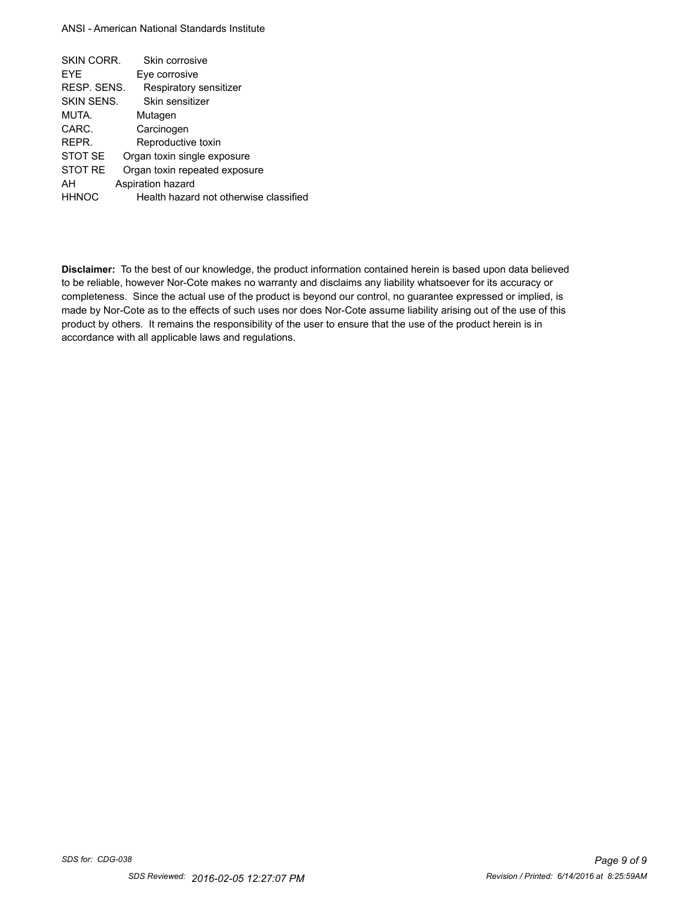ANSI - American National Standards Institute

| | |
|---|---|
| SKIN CORR. | Skin corrosive |
| EYE | Eye corrosive |
| RESP. SENS. | Respiratory sensitizer |
| SKIN SENS. | Skin sensitizer |
| MUTA. | Mutagen |
| CARC. | Carcinogen |
| REPR. | Reproductive toxin |
| STOT SE | Organ toxin single exposure |
| STOT RE | Organ toxin repeated exposure |
| AH | Aspiration hazard |
| HHNOC | Health hazard not otherwise classified |

**Disclaimer:** To the best of our knowledge, the product information contained herein is based upon data believed to be reliable, however Nor-Cote makes no warranty and disclaims any liability whatsoever for its accuracy or completeness. Since the actual use of the product is beyond our control, no guarantee expressed or implied, is made by Nor-Cote as to the effects of such uses nor does Nor-Cote assume liability arising out of the use of this product by others. It remains the responsibility of the user to ensure that the use of the product herein is in accordance with all applicable laws and regulations.